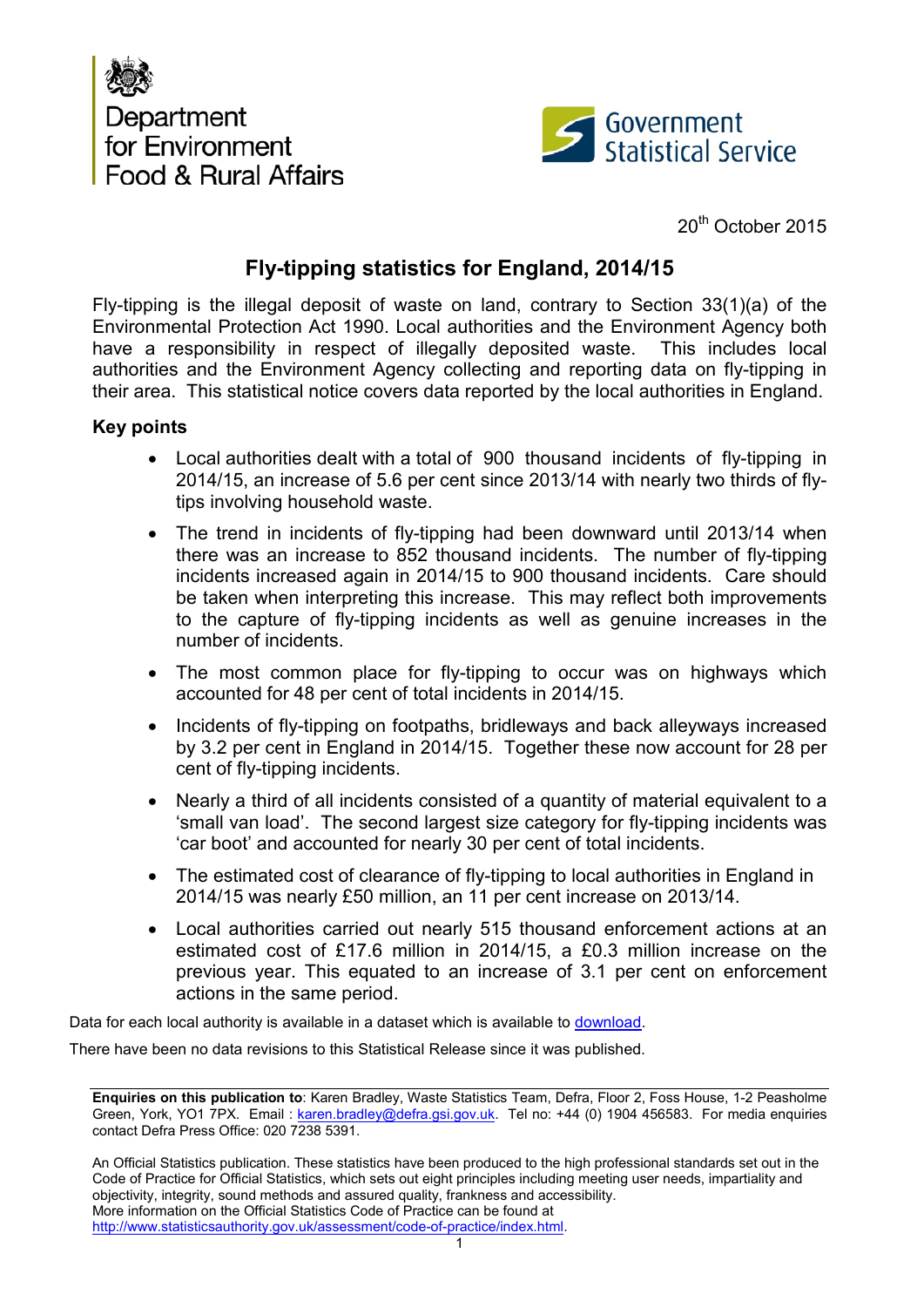Department for Environment Food & Rural Affairs

Government Statistical Service

20th October 2015

# Fly-tipping statistics for England, 2014/15

Fly-tipping is the illegal deposit of waste on land, contrary to Section 33(1)(a) of the Environmental Protection Act 1990. Local authorities and the Environment Agency both have a responsibility in respect of illegally deposited waste. This includes local authorities and the Environment Agency collecting and reporting data on fly-tipping in their area. This statistical notice covers data reported by the local authorities in England.

**Key points**

- Local authorities dealt with a total of 900 thousand incidents of fly-tipping in 2014/15, an increase of 5.6 per cent since 2013/14 with nearly two thirds of fly-tips involving household waste.
- The trend in incidents of fly-tipping had been downward until 2013/14 when there was an increase to 852 thousand incidents. The number of fly-tipping incidents increased again in 2014/15 to 900 thousand incidents. Care should be taken when interpreting this increase. This may reflect both improvements to the capture of fly-tipping incidents as well as genuine increases in the number of incidents.
- The most common place for fly-tipping to occur was on highways which accounted for 48 per cent of total incidents in 2014/15.
- Incidents of fly-tipping on footpaths, bridleways and back alleyways increased by 3.2 per cent in England in 2014/15. Together these now account for 28 per cent of fly-tipping incidents.
- Nearly a third of all incidents consisted of a quantity of material equivalent to a 'small van load'. The second largest size category for fly-tipping incidents was 'car boot' and accounted for nearly 30 per cent of total incidents.
- The estimated cost of clearance of fly-tipping to local authorities in England in 2014/15 was nearly £50 million, an 11 per cent increase on 2013/14.
- Local authorities carried out nearly 515 thousand enforcement actions at an estimated cost of £17.6 million in 2014/15, a £0.3 million increase on the previous year. This equated to an increase of 3.1 per cent on enforcement actions in the same period.

Data for each local authority is available in a dataset which is available to download.

There have been no data revisions to this Statistical Release since it was published.

**Enquiries on this publication to**: Karen Bradley, Waste Statistics Team, Defra, Floor 2, Foss House, 1-2 Peasholme Green, York, YO1 7PX. Email : karen.bradley@defra.gsi.gov.uk. Tel no: +44 (0) 1904 456583. For media enquiries contact Defra Press Office: 020 7238 5391.

An Official Statistics publication. These statistics have been produced to the high professional standards set out in the Code of Practice for Official Statistics, which sets out eight principles including meeting user needs, impartiality and objectivity, integrity, sound methods and assured quality, frankness and accessibility.
More information on the Official Statistics Code of Practice can be found at http://www.statisticsauthority.gov.uk/assessment/code-of-practice/index.html.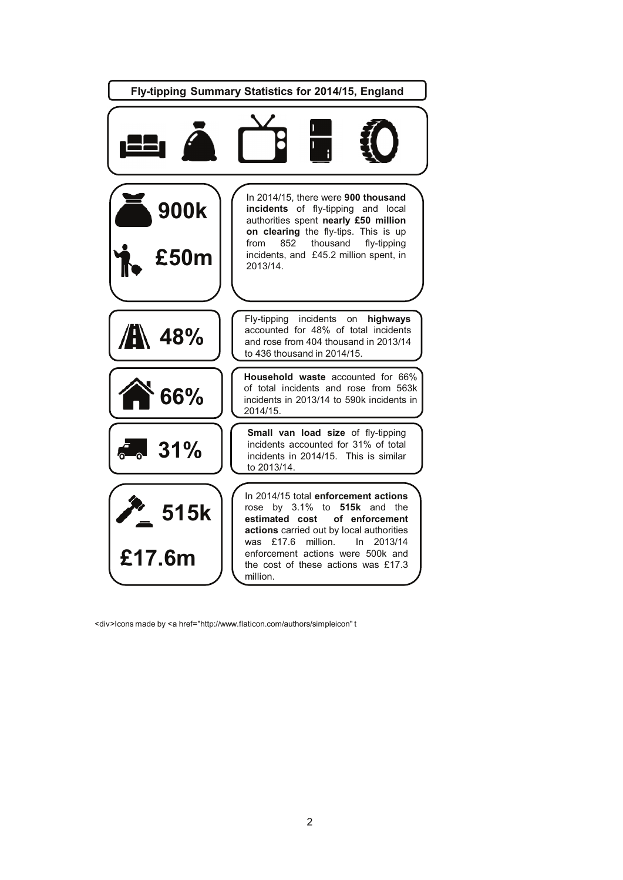## Fly-tipping Summary Statistics for 2014/15, England

**900k**

**£50m**

In 2014/15, there were **900 thousand incidents** of fly-tipping and local authorities spent **nearly £50 million on clearing** the fly-tips. This is up from 852 thousand fly-tipping incidents, and £45.2 million spent, in 2013/14.

**48%**

Fly-tipping incidents on **highways** accounted for 48% of total incidents and rose from 404 thousand in 2013/14 to 436 thousand in 2014/15.

**66%**

**Household waste** accounted for 66% of total incidents and rose from 563k incidents in 2013/14 to 590k incidents in 2014/15.

**31%**

**Small van load size** of fly-tipping incidents accounted for 31% of total incidents in 2014/15. This is similar to 2013/14.

**515k**

**£17.6m**

In 2014/15 total **enforcement actions** rose by 3.1% to **515k** and the **estimated cost of enforcement actions** carried out by local authorities was £17.6 million. In 2013/14 enforcement actions were 500k and the cost of these actions was £17.3 million.

<div>Icons made by <a href="http://www.flaticon.com/authors/simpleicon" t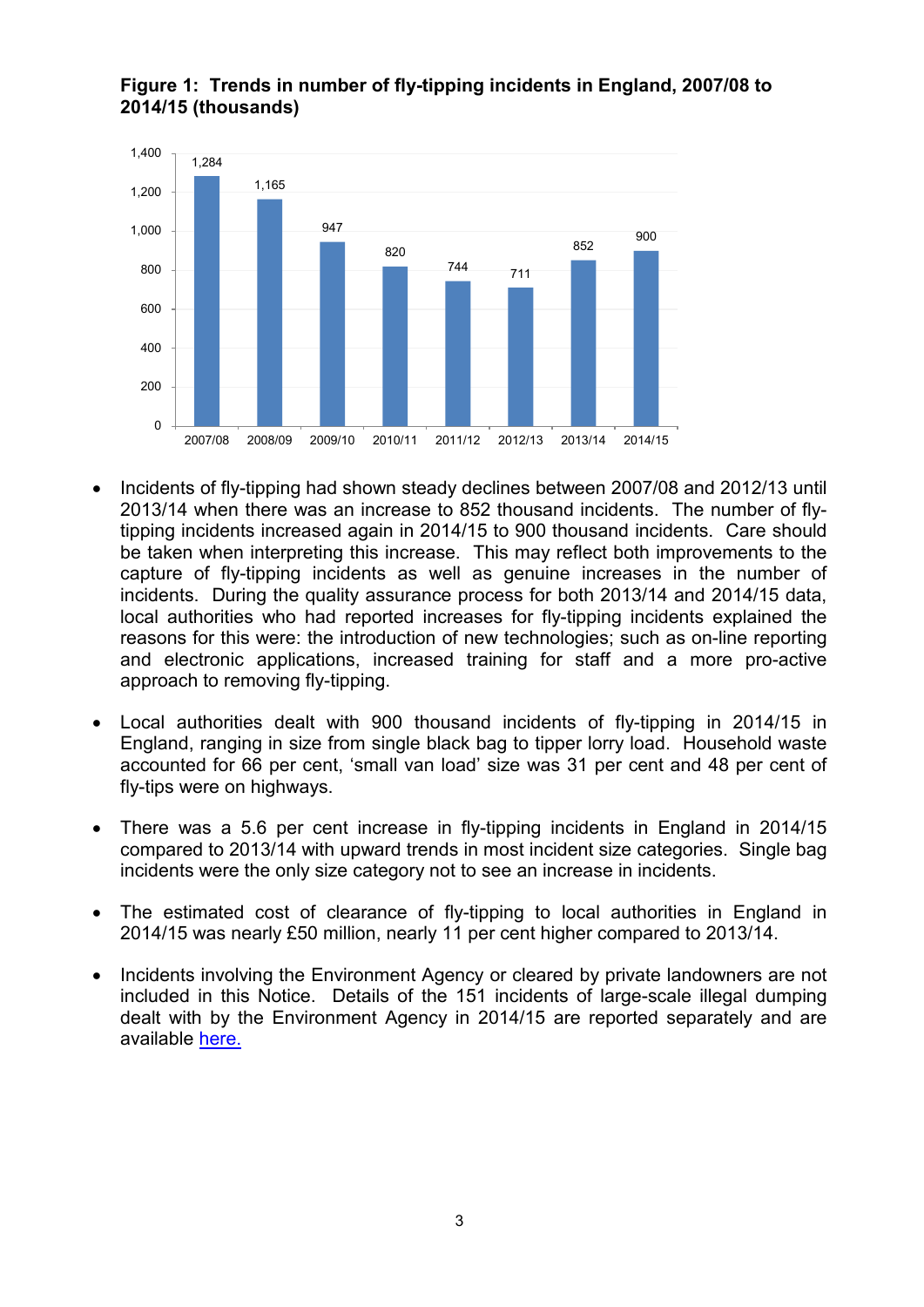**Figure 1: Trends in number of fly-tipping incidents in England, 2007/08 to 2014/15 (thousands)**

| Year | Incidents (thousands) |
|---|---|
| 2007/08 | 1,284 |
| 2008/09 | 1,165 |
| 2009/10 | 947 |
| 2010/11 | 820 |
| 2011/12 | 744 |
| 2012/13 | 711 |
| 2013/14 | 852 |
| 2014/15 | 900 |

- Incidents of fly-tipping had shown steady declines between 2007/08 and 2012/13 until 2013/14 when there was an increase to 852 thousand incidents. The number of fly-tipping incidents increased again in 2014/15 to 900 thousand incidents. Care should be taken when interpreting this increase. This may reflect both improvements to the capture of fly-tipping incidents as well as genuine increases in the number of incidents. During the quality assurance process for both 2013/14 and 2014/15 data, local authorities who had reported increases for fly-tipping incidents explained the reasons for this were: the introduction of new technologies; such as on-line reporting and electronic applications, increased training for staff and a more pro-active approach to removing fly-tipping.

- Local authorities dealt with 900 thousand incidents of fly-tipping in 2014/15 in England, ranging in size from single black bag to tipper lorry load. Household waste accounted for 66 per cent, 'small van load' size was 31 per cent and 48 per cent of fly-tips were on highways.

- There was a 5.6 per cent increase in fly-tipping incidents in England in 2014/15 compared to 2013/14 with upward trends in most incident size categories. Single bag incidents were the only size category not to see an increase in incidents.

- The estimated cost of clearance of fly-tipping to local authorities in England in 2014/15 was nearly £50 million, nearly 11 per cent higher compared to 2013/14.

- Incidents involving the Environment Agency or cleared by private landowners are not included in this Notice. Details of the 151 incidents of large-scale illegal dumping dealt with by the Environment Agency in 2014/15 are reported separately and are available here.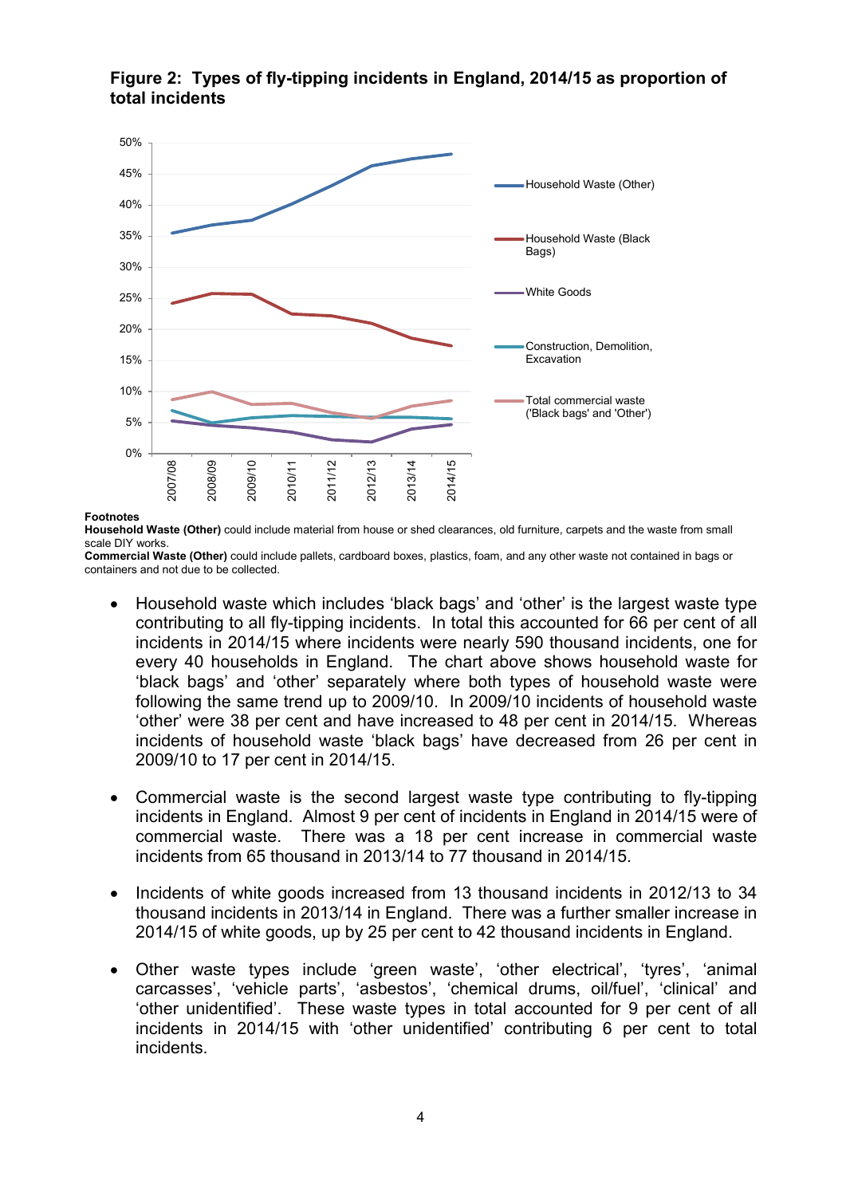**Figure 2: Types of fly-tipping incidents in England, 2014/15 as proportion of total incidents**

**Footnotes**
**Household Waste (Other)** could include material from house or shed clearances, old furniture, carpets and the waste from small scale DIY works.
**Commercial Waste (Other)** could include pallets, cardboard boxes, plastics, foam, and any other waste not contained in bags or containers and not due to be collected.

- Household waste which includes 'black bags' and 'other' is the largest waste type contributing to all fly-tipping incidents. In total this accounted for 66 per cent of all incidents in 2014/15 where incidents were nearly 590 thousand incidents, one for every 40 households in England. The chart above shows household waste for 'black bags' and 'other' separately where both types of household waste were following the same trend up to 2009/10. In 2009/10 incidents of household waste 'other' were 38 per cent and have increased to 48 per cent in 2014/15. Whereas incidents of household waste 'black bags' have decreased from 26 per cent in 2009/10 to 17 per cent in 2014/15.

- Commercial waste is the second largest waste type contributing to fly-tipping incidents in England. Almost 9 per cent of incidents in England in 2014/15 were of commercial waste. There was a 18 per cent increase in commercial waste incidents from 65 thousand in 2013/14 to 77 thousand in 2014/15.

- Incidents of white goods increased from 13 thousand incidents in 2012/13 to 34 thousand incidents in 2013/14 in England. There was a further smaller increase in 2014/15 of white goods, up by 25 per cent to 42 thousand incidents in England.

- Other waste types include 'green waste', 'other electrical', 'tyres', 'animal carcasses', 'vehicle parts', 'asbestos', 'chemical drums, oil/fuel', 'clinical' and 'other unidentified'. These waste types in total accounted for 9 per cent of all incidents in 2014/15 with 'other unidentified' contributing 6 per cent to total incidents.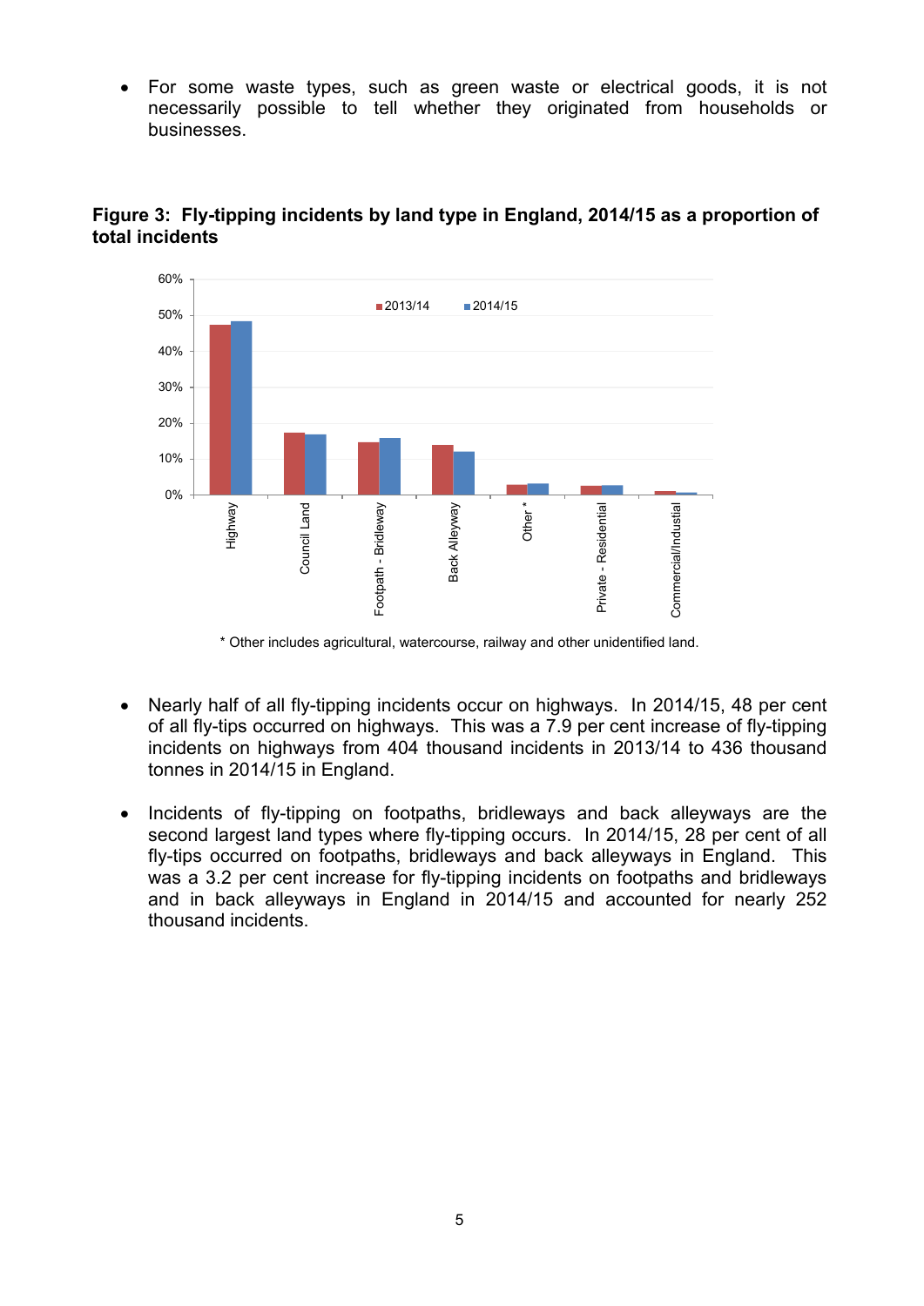- For some waste types, such as green waste or electrical goods, it is not necessarily possible to tell whether they originated from households or businesses.

**Figure 3: Fly-tipping incidents by land type in England, 2014/15 as a proportion of total incidents**

\* Other includes agricultural, watercourse, railway and other unidentified land.

- Nearly half of all fly-tipping incidents occur on highways. In 2014/15, 48 per cent of all fly-tips occurred on highways. This was a 7.9 per cent increase of fly-tipping incidents on highways from 404 thousand incidents in 2013/14 to 436 thousand tonnes in 2014/15 in England.

- Incidents of fly-tipping on footpaths, bridleways and back alleyways are the second largest land types where fly-tipping occurs. In 2014/15, 28 per cent of all fly-tips occurred on footpaths, bridleways and back alleyways in England. This was a 3.2 per cent increase for fly-tipping incidents on footpaths and bridleways and in back alleyways in England in 2014/15 and accounted for nearly 252 thousand incidents.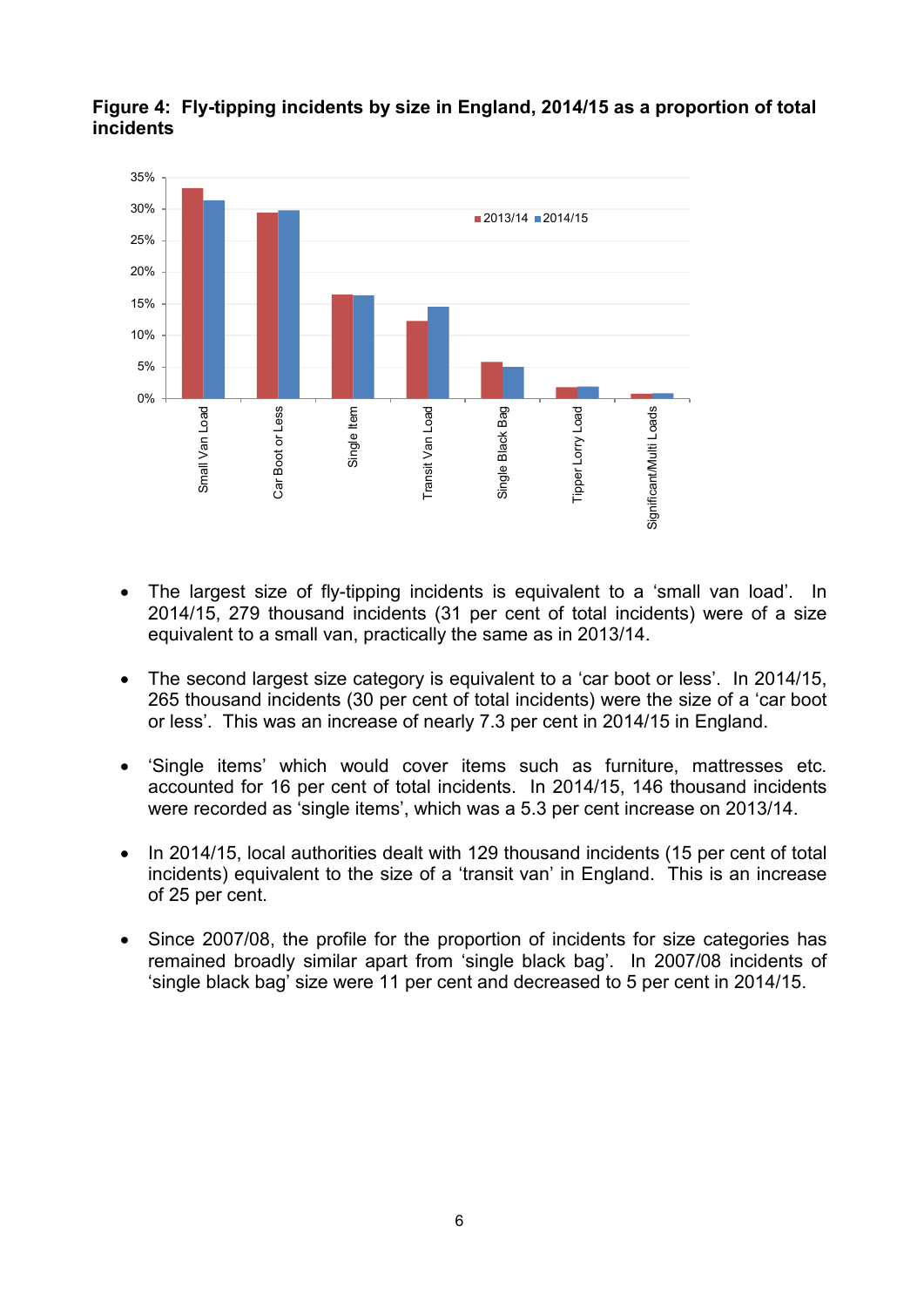**Figure 4: Fly-tipping incidents by size in England, 2014/15 as a proportion of total incidents**

- The largest size of fly-tipping incidents is equivalent to a 'small van load'. In 2014/15, 279 thousand incidents (31 per cent of total incidents) were of a size equivalent to a small van, practically the same as in 2013/14.

- The second largest size category is equivalent to a 'car boot or less'. In 2014/15, 265 thousand incidents (30 per cent of total incidents) were the size of a 'car boot or less'. This was an increase of nearly 7.3 per cent in 2014/15 in England.

- 'Single items' which would cover items such as furniture, mattresses etc. accounted for 16 per cent of total incidents. In 2014/15, 146 thousand incidents were recorded as 'single items', which was a 5.3 per cent increase on 2013/14.

- In 2014/15, local authorities dealt with 129 thousand incidents (15 per cent of total incidents) equivalent to the size of a 'transit van' in England. This is an increase of 25 per cent.

- Since 2007/08, the profile for the proportion of incidents for size categories has remained broadly similar apart from 'single black bag'. In 2007/08 incidents of 'single black bag' size were 11 per cent and decreased to 5 per cent in 2014/15.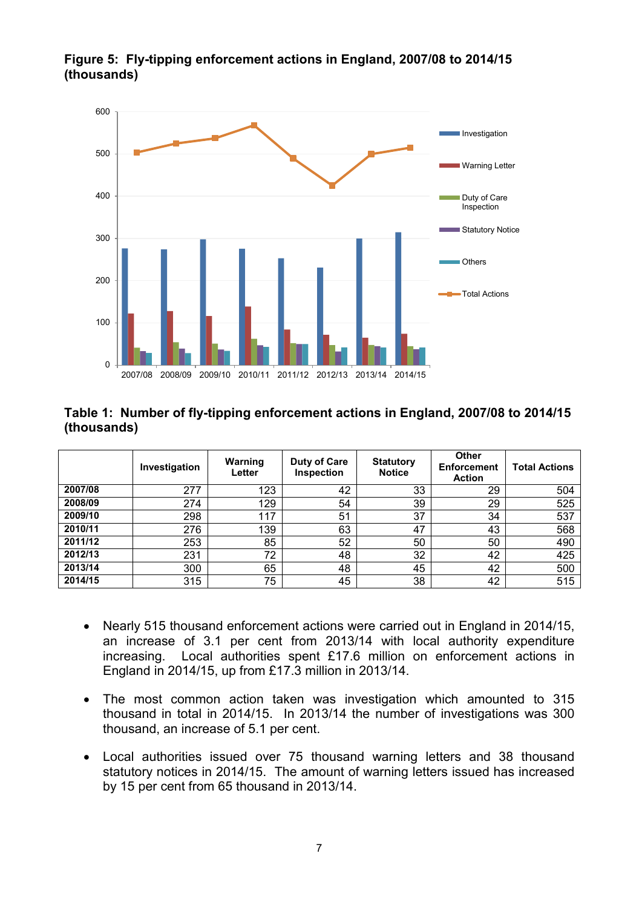**Figure 5: Fly-tipping enforcement actions in England, 2007/08 to 2014/15 (thousands)**

**Table 1: Number of fly-tipping enforcement actions in England, 2007/08 to 2014/15 (thousands)**

| | Investigation | Warning Letter | Duty of Care Inspection | Statutory Notice | Other Enforcement Action | Total Actions |
|---|---|---|---|---|---|---|
| **2007/08** | 277 | 123 | 42 | 33 | 29 | 504 |
| **2008/09** | 274 | 129 | 54 | 39 | 29 | 525 |
| **2009/10** | 298 | 117 | 51 | 37 | 34 | 537 |
| **2010/11** | 276 | 139 | 63 | 47 | 43 | 568 |
| **2011/12** | 253 | 85 | 52 | 50 | 50 | 490 |
| **2012/13** | 231 | 72 | 48 | 32 | 42 | 425 |
| **2013/14** | 300 | 65 | 48 | 45 | 42 | 500 |
| **2014/15** | 315 | 75 | 45 | 38 | 42 | 515 |

- Nearly 515 thousand enforcement actions were carried out in England in 2014/15, an increase of 3.1 per cent from 2013/14 with local authority expenditure increasing. Local authorities spent £17.6 million on enforcement actions in England in 2014/15, up from £17.3 million in 2013/14.

- The most common action taken was investigation which amounted to 315 thousand in total in 2014/15. In 2013/14 the number of investigations was 300 thousand, an increase of 5.1 per cent.

- Local authorities issued over 75 thousand warning letters and 38 thousand statutory notices in 2014/15. The amount of warning letters issued has increased by 15 per cent from 65 thousand in 2013/14.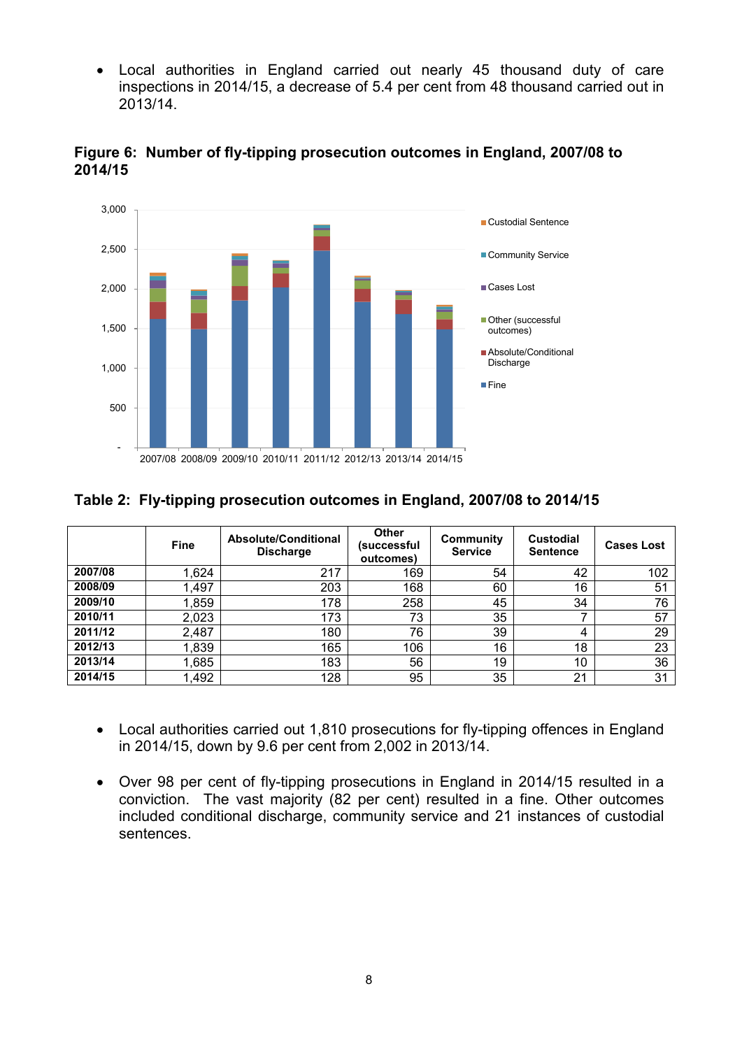- Local authorities in England carried out nearly 45 thousand duty of care inspections in 2014/15, a decrease of 5.4 per cent from 48 thousand carried out in 2013/14.

**Figure 6: Number of fly-tipping prosecution outcomes in England, 2007/08 to 2014/15**

**Table 2: Fly-tipping prosecution outcomes in England, 2007/08 to 2014/15**

| | Fine | Absolute/Conditional Discharge | Other (successful outcomes) | Community Service | Custodial Sentence | Cases Lost |
|---|---|---|---|---|---|---|
| **2007/08** | 1,624 | 217 | 169 | 54 | 42 | 102 |
| **2008/09** | 1,497 | 203 | 168 | 60 | 16 | 51 |
| **2009/10** | 1,859 | 178 | 258 | 45 | 34 | 76 |
| **2010/11** | 2,023 | 173 | 73 | 35 | 7 | 57 |
| **2011/12** | 2,487 | 180 | 76 | 39 | 4 | 29 |
| **2012/13** | 1,839 | 165 | 106 | 16 | 18 | 23 |
| **2013/14** | 1,685 | 183 | 56 | 19 | 10 | 36 |
| **2014/15** | 1,492 | 128 | 95 | 35 | 21 | 31 |

- Local authorities carried out 1,810 prosecutions for fly-tipping offences in England in 2014/15, down by 9.6 per cent from 2,002 in 2013/14.
- Over 98 per cent of fly-tipping prosecutions in England in 2014/15 resulted in a conviction. The vast majority (82 per cent) resulted in a fine. Other outcomes included conditional discharge, community service and 21 instances of custodial sentences.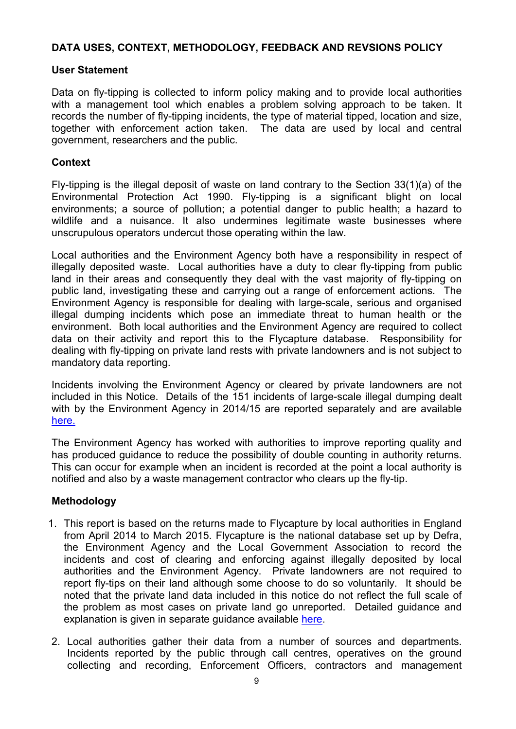**DATA USES, CONTEXT, METHODOLOGY, FEEDBACK AND REVSIONS POLICY**

**User Statement**

Data on fly-tipping is collected to inform policy making and to provide local authorities with a management tool which enables a problem solving approach to be taken. It records the number of fly-tipping incidents, the type of material tipped, location and size, together with enforcement action taken. The data are used by local and central government, researchers and the public.

**Context**

Fly-tipping is the illegal deposit of waste on land contrary to the Section 33(1)(a) of the Environmental Protection Act 1990. Fly-tipping is a significant blight on local environments; a source of pollution; a potential danger to public health; a hazard to wildlife and a nuisance. It also undermines legitimate waste businesses where unscrupulous operators undercut those operating within the law.

Local authorities and the Environment Agency both have a responsibility in respect of illegally deposited waste. Local authorities have a duty to clear fly-tipping from public land in their areas and consequently they deal with the vast majority of fly-tipping on public land, investigating these and carrying out a range of enforcement actions. The Environment Agency is responsible for dealing with large-scale, serious and organised illegal dumping incidents which pose an immediate threat to human health or the environment. Both local authorities and the Environment Agency are required to collect data on their activity and report this to the Flycapture database. Responsibility for dealing with fly-tipping on private land rests with private landowners and is not subject to mandatory data reporting.

Incidents involving the Environment Agency or cleared by private landowners are not included in this Notice. Details of the 151 incidents of large-scale illegal dumping dealt with by the Environment Agency in 2014/15 are reported separately and are available here.

The Environment Agency has worked with authorities to improve reporting quality and has produced guidance to reduce the possibility of double counting in authority returns. This can occur for example when an incident is recorded at the point a local authority is notified and also by a waste management contractor who clears up the fly-tip.

**Methodology**

1. This report is based on the returns made to Flycapture by local authorities in England from April 2014 to March 2015. Flycapture is the national database set up by Defra, the Environment Agency and the Local Government Association to record the incidents and cost of clearing and enforcing against illegally deposited by local authorities and the Environment Agency. Private landowners are not required to report fly-tips on their land although some choose to do so voluntarily. It should be noted that the private land data included in this notice do not reflect the full scale of the problem as most cases on private land go unreported. Detailed guidance and explanation is given in separate guidance available here.

2. Local authorities gather their data from a number of sources and departments. Incidents reported by the public through call centres, operatives on the ground collecting and recording, Enforcement Officers, contractors and management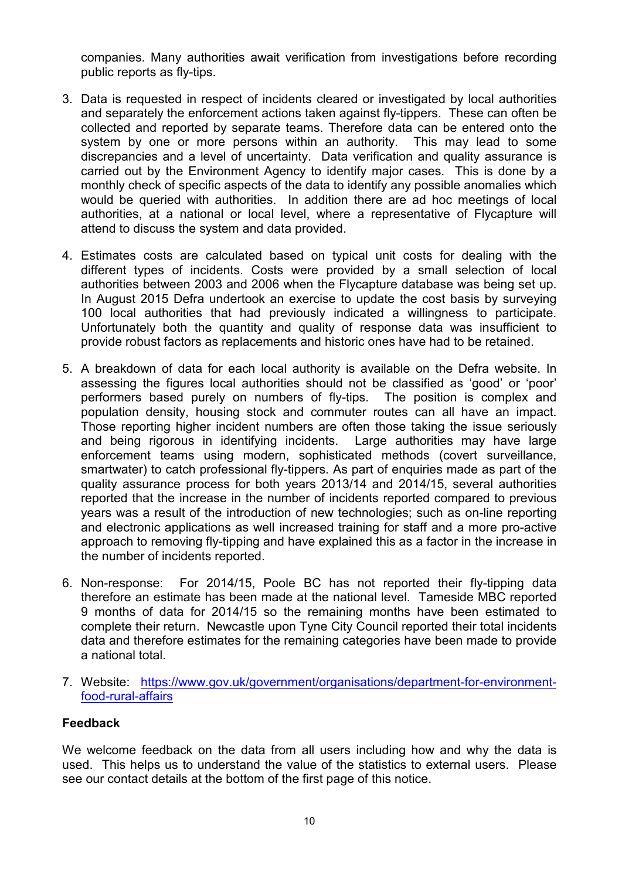companies. Many authorities await verification from investigations before recording public reports as fly-tips.

3. Data is requested in respect of incidents cleared or investigated by local authorities and separately the enforcement actions taken against fly-tippers. These can often be collected and reported by separate teams. Therefore data can be entered onto the system by one or more persons within an authority. This may lead to some discrepancies and a level of uncertainty. Data verification and quality assurance is carried out by the Environment Agency to identify major cases. This is done by a monthly check of specific aspects of the data to identify any possible anomalies which would be queried with authorities. In addition there are ad hoc meetings of local authorities, at a national or local level, where a representative of Flycapture will attend to discuss the system and data provided.

4. Estimates costs are calculated based on typical unit costs for dealing with the different types of incidents. Costs were provided by a small selection of local authorities between 2003 and 2006 when the Flycapture database was being set up. In August 2015 Defra undertook an exercise to update the cost basis by surveying 100 local authorities that had previously indicated a willingness to participate. Unfortunately both the quantity and quality of response data was insufficient to provide robust factors as replacements and historic ones have had to be retained.

5. A breakdown of data for each local authority is available on the Defra website. In assessing the figures local authorities should not be classified as 'good' or 'poor' performers based purely on numbers of fly-tips. The position is complex and population density, housing stock and commuter routes can all have an impact. Those reporting higher incident numbers are often those taking the issue seriously and being rigorous in identifying incidents. Large authorities may have large enforcement teams using modern, sophisticated methods (covert surveillance, smartwater) to catch professional fly-tippers. As part of enquiries made as part of the quality assurance process for both years 2013/14 and 2014/15, several authorities reported that the increase in the number of incidents reported compared to previous years was a result of the introduction of new technologies; such as on-line reporting and electronic applications as well increased training for staff and a more pro-active approach to removing fly-tipping and have explained this as a factor in the increase in the number of incidents reported.

6. Non-response: For 2014/15, Poole BC has not reported their fly-tipping data therefore an estimate has been made at the national level. Tameside MBC reported 9 months of data for 2014/15 so the remaining months have been estimated to complete their return. Newcastle upon Tyne City Council reported their total incidents data and therefore estimates for the remaining categories have been made to provide a national total.

7. Website: [https://www.gov.uk/government/organisations/department-for-environment-food-rural-affairs](https://www.gov.uk/government/organisations/department-for-environment-food-rural-affairs)

**Feedback**

We welcome feedback on the data from all users including how and why the data is used. This helps us to understand the value of the statistics to external users. Please see our contact details at the bottom of the first page of this notice.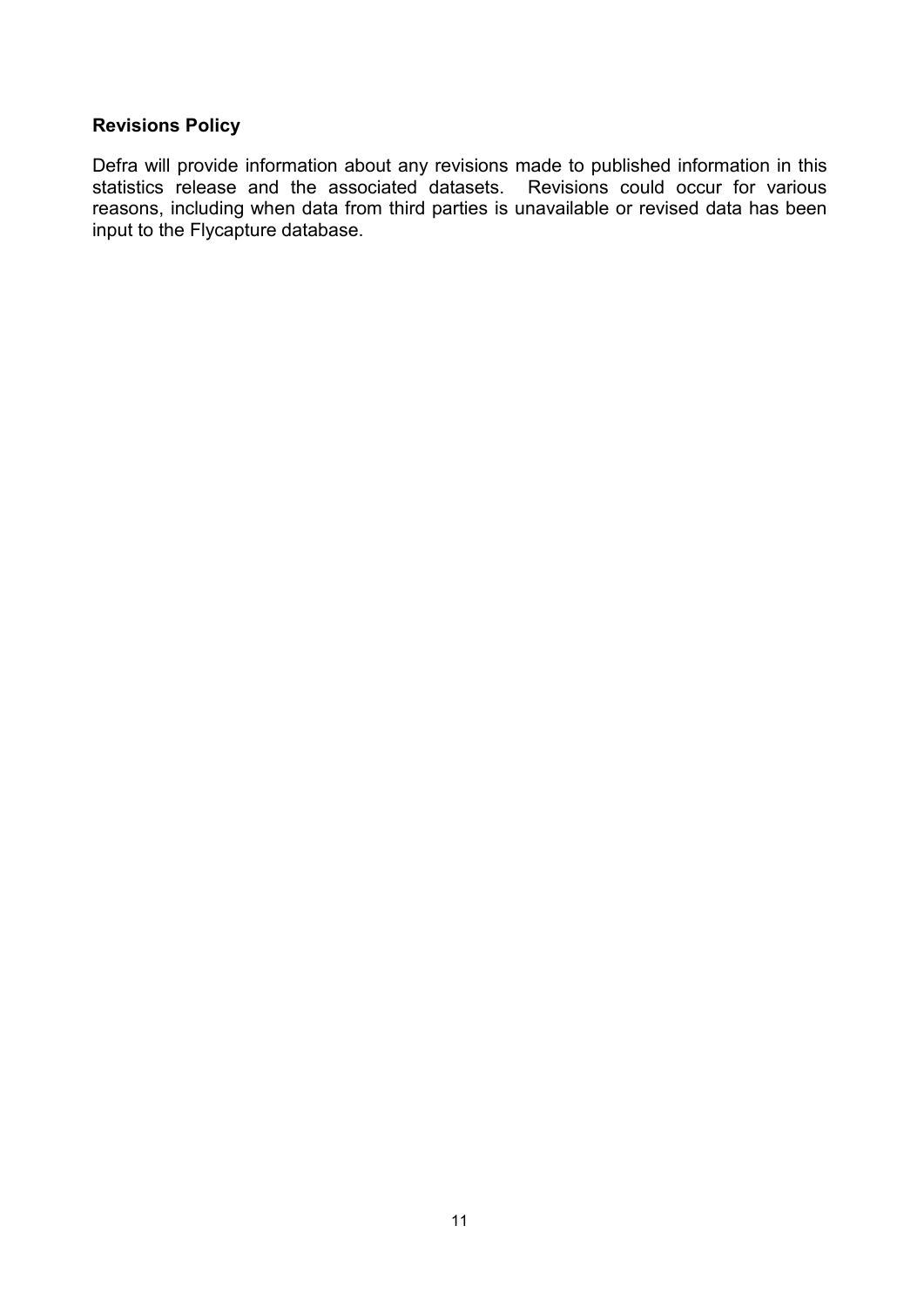## Revisions Policy

Defra will provide information about any revisions made to published information in this statistics release and the associated datasets. Revisions could occur for various reasons, including when data from third parties is unavailable or revised data has been input to the Flycapture database.